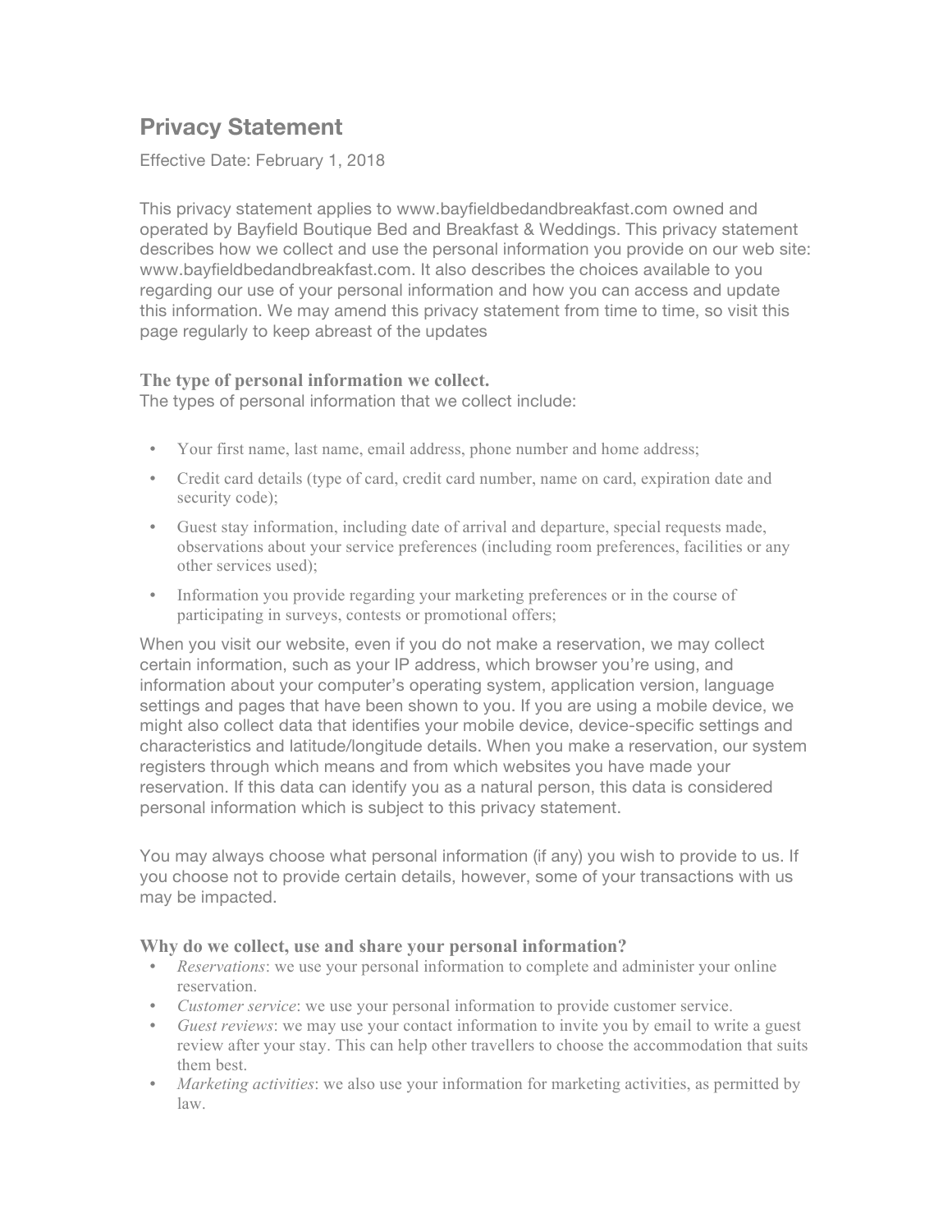# Privacy Statement

Effective Date: February 1, 2018

This privacy statement applies to www.bayfieldbedandbreakfast.com owned and operated by Bayfield Boutique Bed and Breakfast & Weddings. This privacy statement describes how we collect and use the personal information you provide on our web site: www.bayfieldbedandbreakfast.com. It also describes the choices available to you regarding our use of your personal information and how you can access and update this information. We may amend this privacy statement from time to time, so visit this page regularly to keep abreast of the updates

### The type of personal information we collect.

The types of personal information that we collect include:

- Your first name, last name, email address, phone number and home address;
- Credit card details (type of card, credit card number, name on card, expiration date and security code);
- Guest stay information, including date of arrival and departure, special requests made, observations about your service preferences (including room preferences, facilities or any other services used);
- Information you provide regarding your marketing preferences or in the course of participating in surveys, contests or promotional offers;

When you visit our website, even if you do not make a reservation, we may collect certain information, such as your IP address, which browser you're using, and information about your computer's operating system, application version, language settings and pages that have been shown to you. If you are using a mobile device, we might also collect data that identifies your mobile device, device-specific settings and characteristics and latitude/longitude details. When you make a reservation, our system registers through which means and from which websites you have made your reservation. If this data can identify you as a natural person, this data is considered personal information which is subject to this privacy statement.

You may always choose what personal information (if any) you wish to provide to us. If you choose not to provide certain details, however, some of your transactions with us may be impacted.

### Why do we collect, use and share your personal information?

- *Reservations*: we use your personal information to complete and administer your online reservation.
- *Customer service*: we use your personal information to provide customer service.
- *Guest reviews*: we may use your contact information to invite you by email to write a guest review after your stay. This can help other travellers to choose the accommodation that suits them best.
- *Marketing activities*: we also use your information for marketing activities, as permitted by law.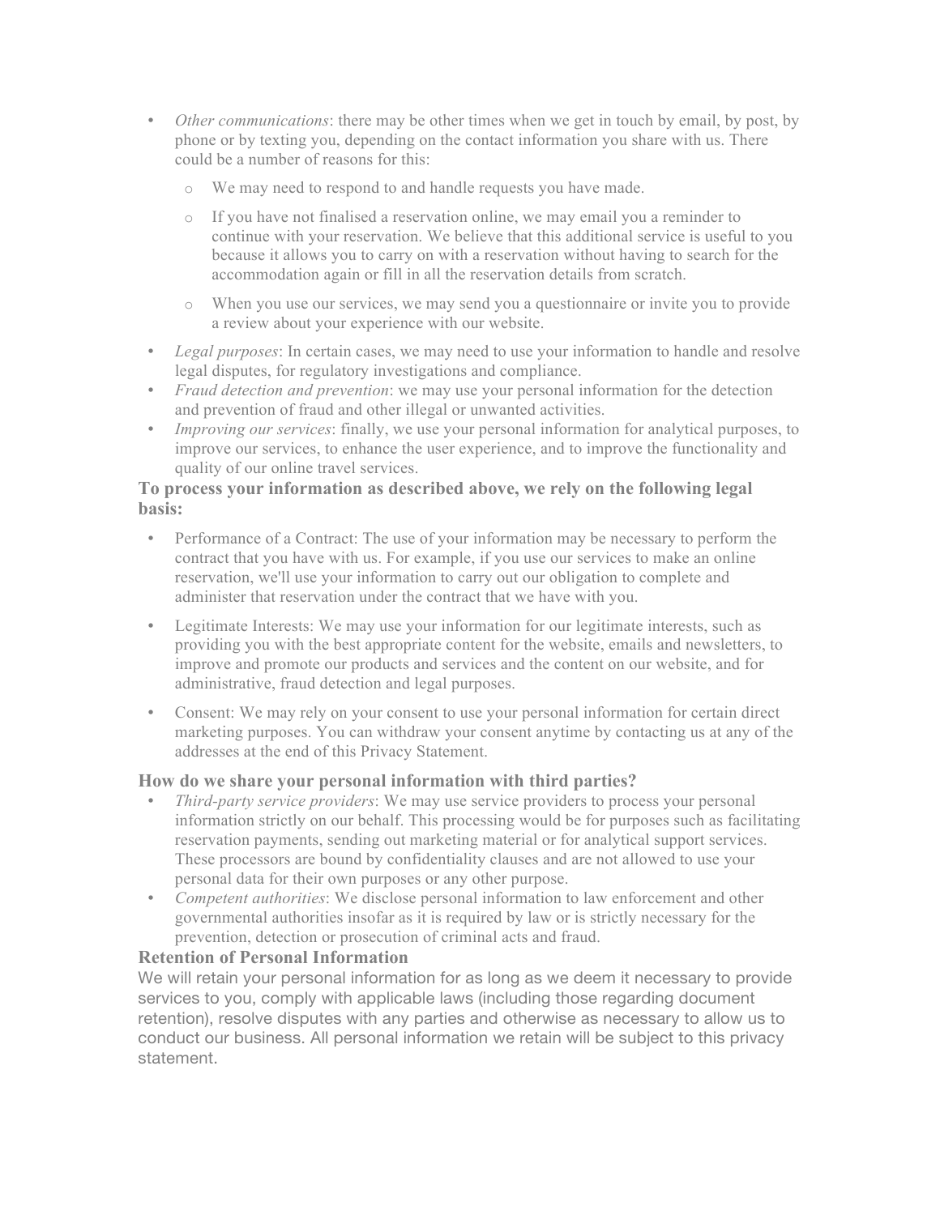- *Other communications*: there may be other times when we get in touch by email, by post, by phone or by texting you, depending on the contact information you share with us. There could be a number of reasons for this:
  - We may need to respond to and handle requests you have made.
  - If you have not finalised a reservation online, we may email you a reminder to continue with your reservation. We believe that this additional service is useful to you because it allows you to carry on with a reservation without having to search for the accommodation again or fill in all the reservation details from scratch.
  - When you use our services, we may send you a questionnaire or invite you to provide a review about your experience with our website.
- *Legal purposes*: In certain cases, we may need to use your information to handle and resolve legal disputes, for regulatory investigations and compliance.
- *Fraud detection and prevention*: we may use your personal information for the detection and prevention of fraud and other illegal or unwanted activities.
- *Improving our services*: finally, we use your personal information for analytical purposes, to improve our services, to enhance the user experience, and to improve the functionality and quality of our online travel services.

### To process your information as described above, we rely on the following legal basis:

- Performance of a Contract: The use of your information may be necessary to perform the contract that you have with us. For example, if you use our services to make an online reservation, we'll use your information to carry out our obligation to complete and administer that reservation under the contract that we have with you.
- Legitimate Interests: We may use your information for our legitimate interests, such as providing you with the best appropriate content for the website, emails and newsletters, to improve and promote our products and services and the content on our website, and for administrative, fraud detection and legal purposes.
- Consent: We may rely on your consent to use your personal information for certain direct marketing purposes. You can withdraw your consent anytime by contacting us at any of the addresses at the end of this Privacy Statement.

### How do we share your personal information with third parties?

- *Third-party service providers*: We may use service providers to process your personal information strictly on our behalf. This processing would be for purposes such as facilitating reservation payments, sending out marketing material or for analytical support services. These processors are bound by confidentiality clauses and are not allowed to use your personal data for their own purposes or any other purpose.
- *Competent authorities*: We disclose personal information to law enforcement and other governmental authorities insofar as it is required by law or is strictly necessary for the prevention, detection or prosecution of criminal acts and fraud.

### Retention of Personal Information

We will retain your personal information for as long as we deem it necessary to provide services to you, comply with applicable laws (including those regarding document retention), resolve disputes with any parties and otherwise as necessary to allow us to conduct our business. All personal information we retain will be subject to this privacy statement.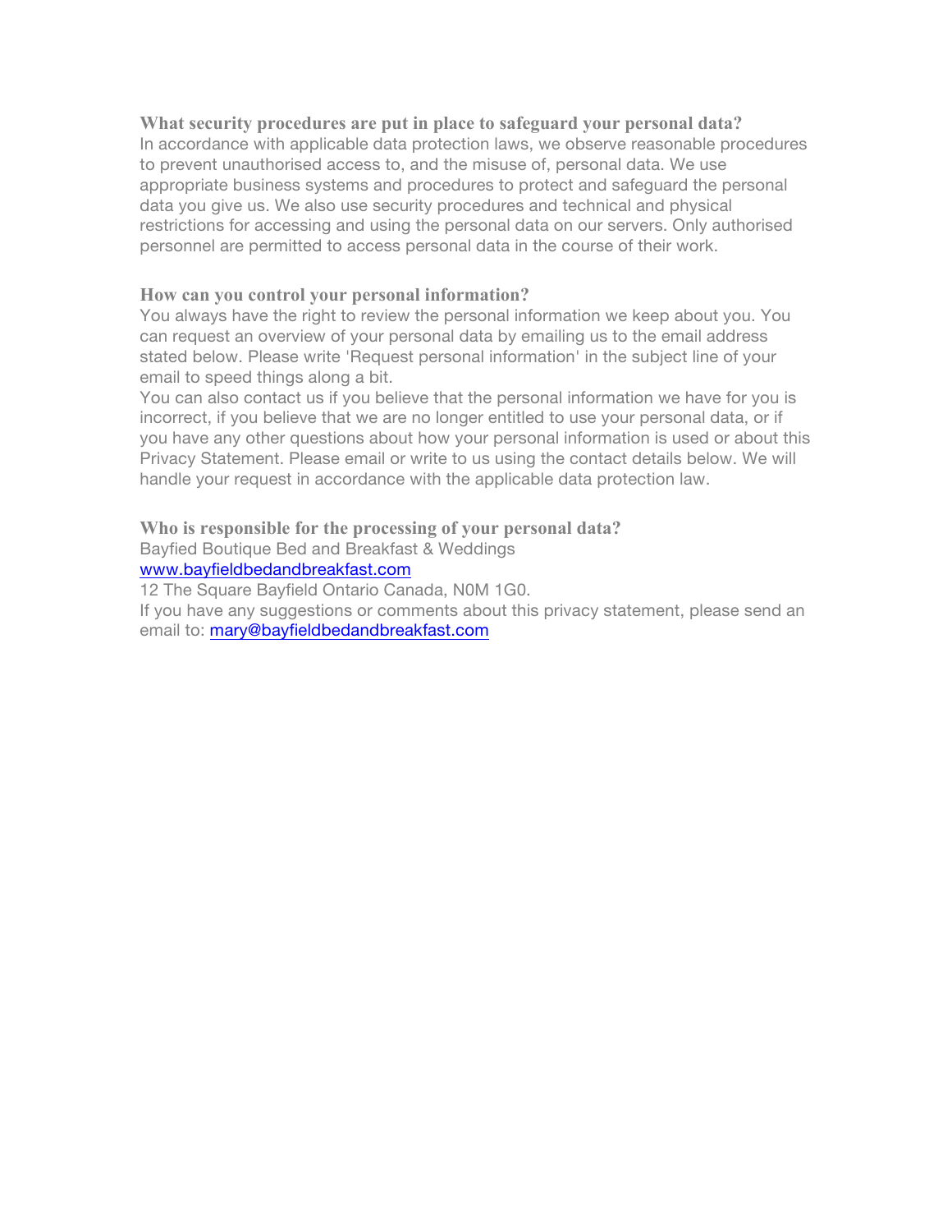### What security procedures are put in place to safeguard your personal data?

In accordance with applicable data protection laws, we observe reasonable procedures to prevent unauthorised access to, and the misuse of, personal data. We use appropriate business systems and procedures to protect and safeguard the personal data you give us. We also use security procedures and technical and physical restrictions for accessing and using the personal data on our servers. Only authorised personnel are permitted to access personal data in the course of their work.

### How can you control your personal information?

You always have the right to review the personal information we keep about you. You can request an overview of your personal data by emailing us to the email address stated below. Please write 'Request personal information' in the subject line of your email to speed things along a bit.

You can also contact us if you believe that the personal information we have for you is incorrect, if you believe that we are no longer entitled to use your personal data, or if you have any other questions about how your personal information is used or about this Privacy Statement. Please email or write to us using the contact details below. We will handle your request in accordance with the applicable data protection law.

### Who is responsible for the processing of your personal data?

Bayfied Boutique Bed and Breakfast & Weddings
[www.bayfieldbedandbreakfast.com](http://www.bayfieldbedandbreakfast.com)
12 The Square Bayfield Ontario Canada, N0M 1G0.
If you have any suggestions or comments about this privacy statement, please send an email to: [mary@bayfieldbedandbreakfast.com](mailto:mary@bayfieldbedandbreakfast.com)